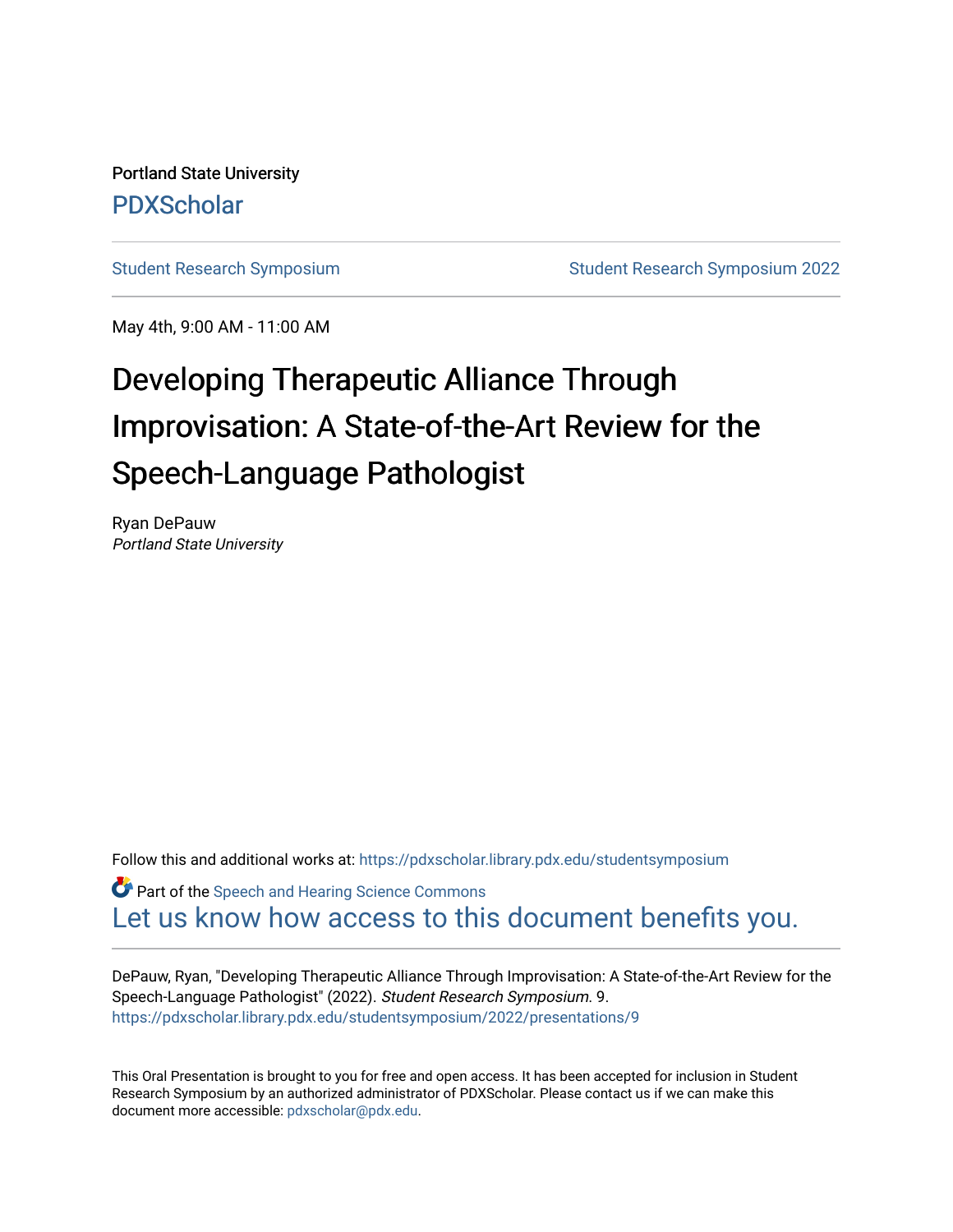Portland State University

PDXScholar

Student Research Symposium

Student Research Symposium 2022

May 4th, 9:00 AM - 11:00 AM

# Developing Therapeutic Alliance Through Improvisation: A State-of-the-Art Review for the Speech-Language Pathologist

Ryan DePauw

*Portland State University*

Follow this and additional works at: https://pdxscholar.library.pdx.edu/studentsymposium

Part of the Speech and Hearing Science Commons

Let us know how access to this document benefits you.

DePauw, Ryan, "Developing Therapeutic Alliance Through Improvisation: A State-of-the-Art Review for the Speech-Language Pathologist" (2022). *Student Research Symposium*. 9.
https://pdxscholar.library.pdx.edu/studentsymposium/2022/presentations/9

This Oral Presentation is brought to you for free and open access. It has been accepted for inclusion in Student Research Symposium by an authorized administrator of PDXScholar. Please contact us if we can make this document more accessible: pdxscholar@pdx.edu.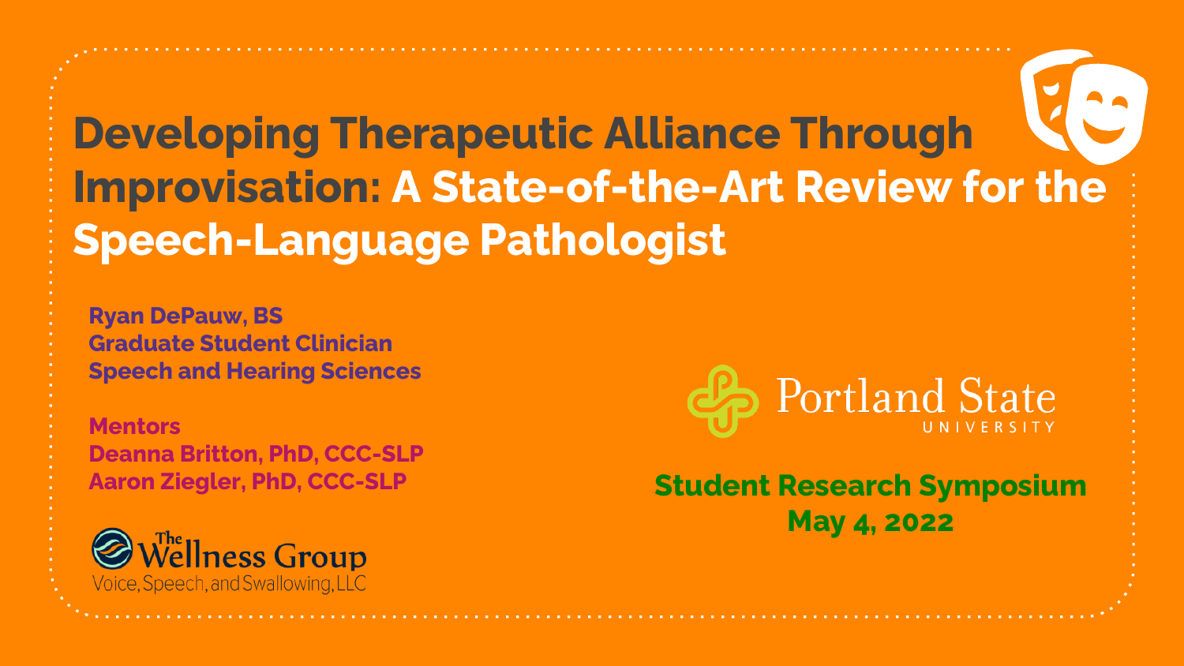# Developing Therapeutic Alliance Through Improvisation: A State-of-the-Art Review for the Speech-Language Pathologist

**Ryan DePauw, BS**
**Graduate Student Clinician**
**Speech and Hearing Sciences**

**Mentors**
**Deanna Britton, PhD, CCC-SLP**
**Aaron Ziegler, PhD, CCC-SLP**

The Wellness Group
Voice, Speech, and Swallowing, LLC

Portland State University

**Student Research Symposium**
**May 4, 2022**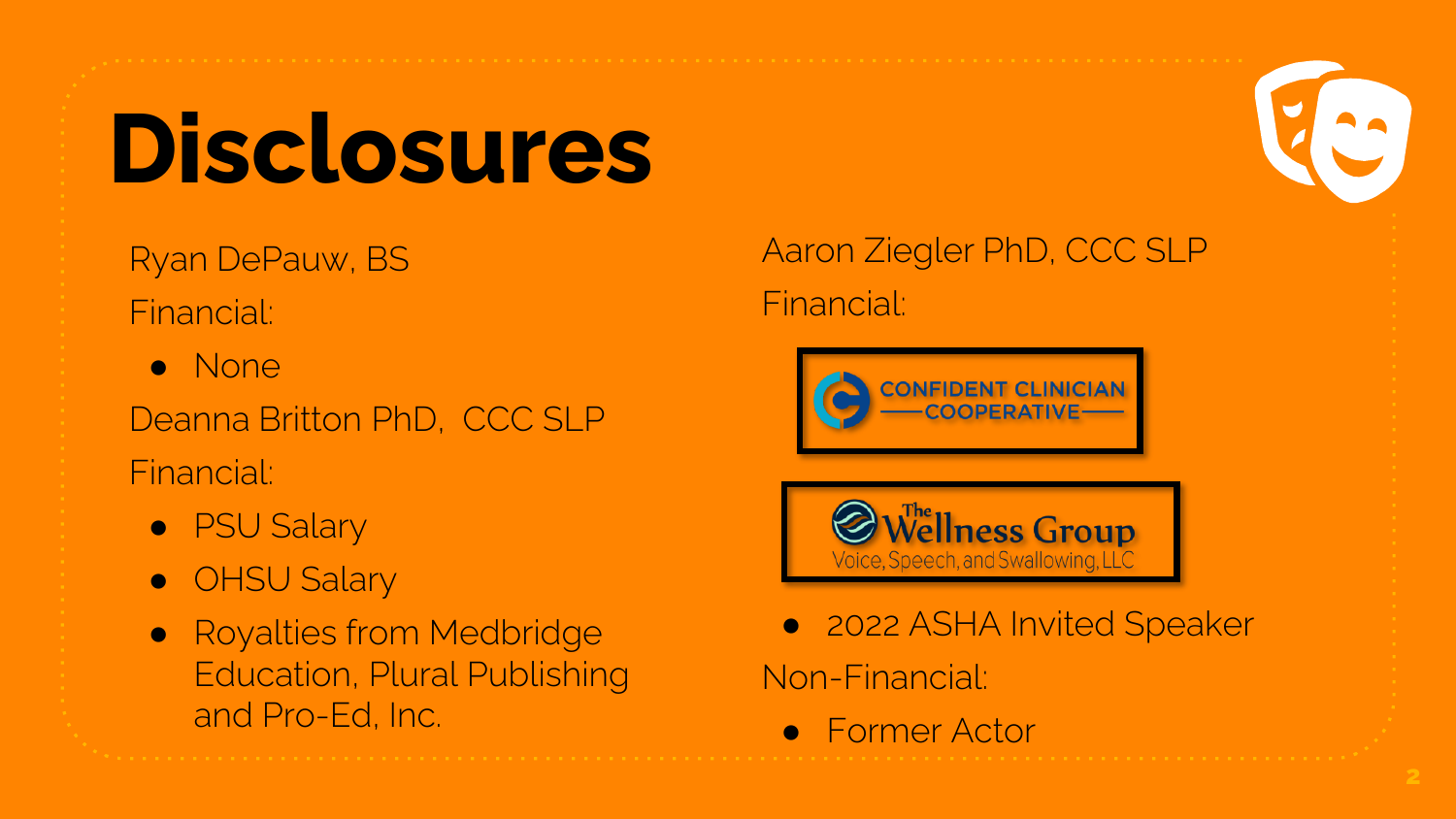# Disclosures

Ryan DePauw, BS

Financial:

- None

Deanna Britton PhD, CCC SLP

Financial:

- PSU Salary
- OHSU Salary
- Royalties from Medbridge Education, Plural Publishing and Pro-Ed, Inc.

Aaron Ziegler PhD, CCC SLP

Financial:

CONFIDENT CLINICIAN COOPERATIVE

The Wellness Group Voice, Speech, and Swallowing, LLC

- 2022 ASHA Invited Speaker

Non-Financial:

- Former Actor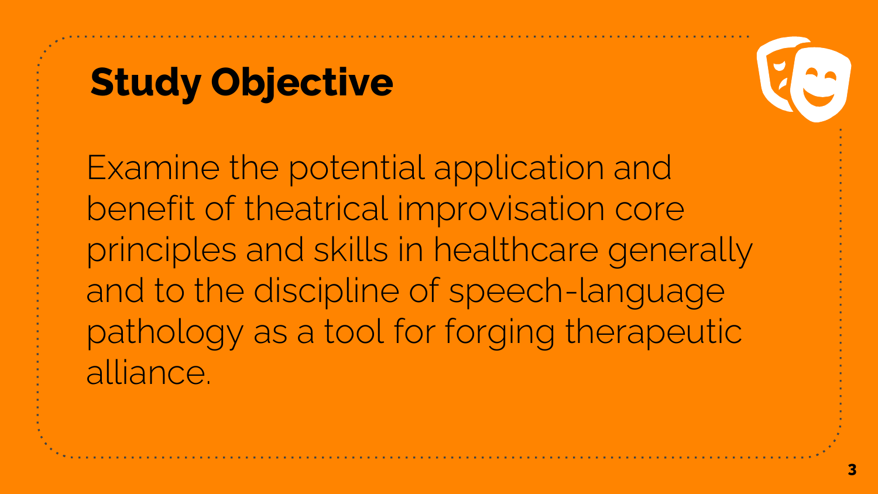# Study Objective

Examine the potential application and benefit of theatrical improvisation core principles and skills in healthcare generally and to the discipline of speech-language pathology as a tool for forging therapeutic alliance.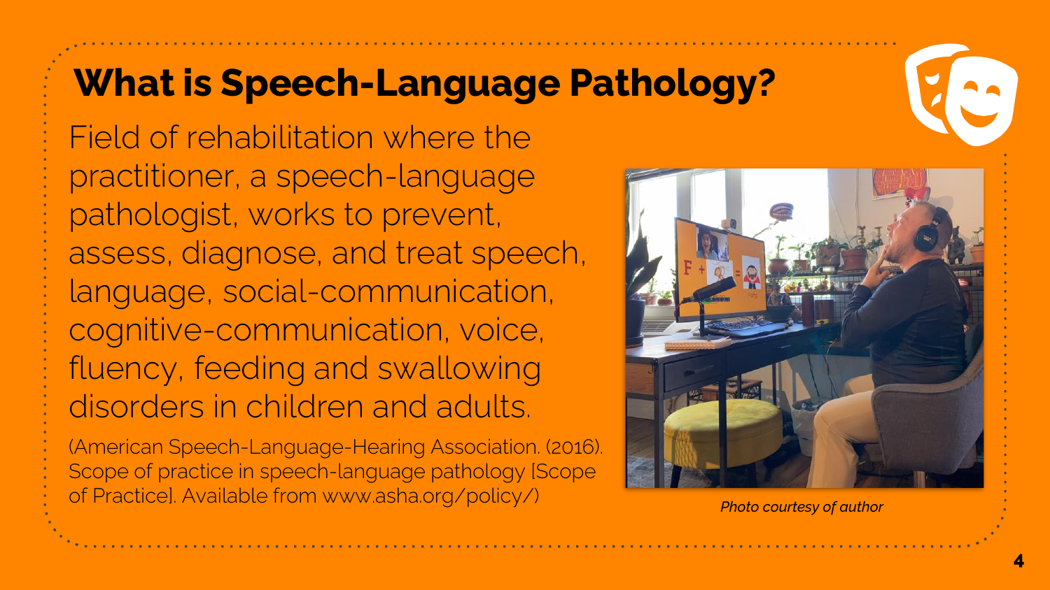# What is Speech-Language Pathology?

Field of rehabilitation where the practitioner, a speech-language pathologist, works to prevent, assess, diagnose, and treat speech, language, social-communication, cognitive-communication, voice, fluency, feeding and swallowing disorders in children and adults.

(American Speech-Language-Hearing Association. (2016). Scope of practice in speech-language pathology [Scope of Practice]. Available from www.asha.org/policy/)

*Photo courtesy of author*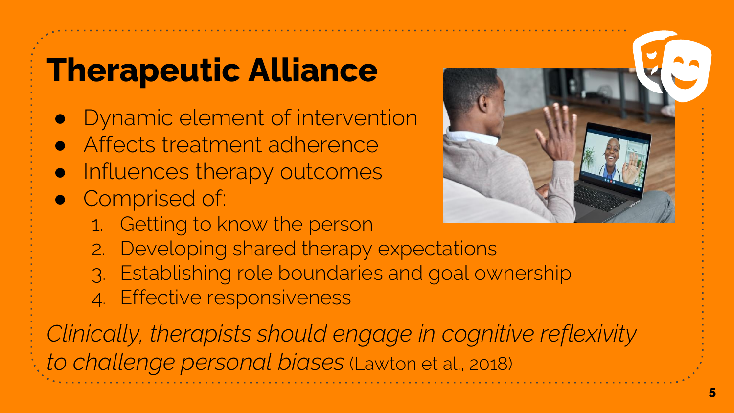# Therapeutic Alliance

- Dynamic element of intervention
- Affects treatment adherence
- Influences therapy outcomes
- Comprised of:
  1. Getting to know the person
  2. Developing shared therapy expectations
  3. Establishing role boundaries and goal ownership
  4. Effective responsiveness

*Clinically, therapists should engage in cognitive reflexivity to challenge personal biases* (Lawton et al., 2018)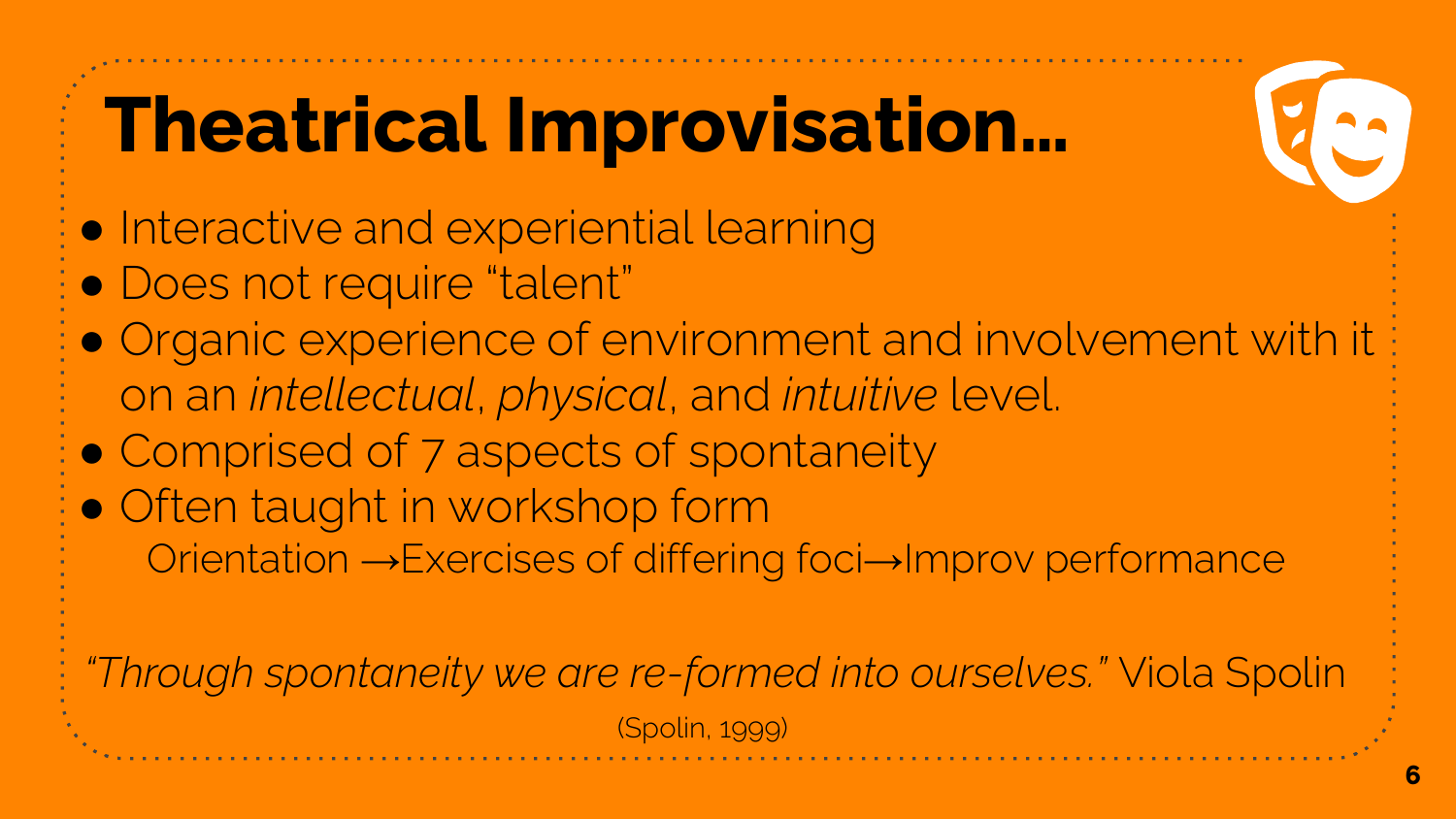# Theatrical Improvisation...

- Interactive and experiential learning
- Does not require "talent"
- Organic experience of environment and involvement with it on an *intellectual*, *physical*, and *intuitive* level.
- Comprised of 7 aspects of spontaneity
- Often taught in workshop form

  Orientation →Exercises of differing foci→Improv performance

*"Through spontaneity we are re-formed into ourselves."* Viola Spolin

(Spolin, 1999)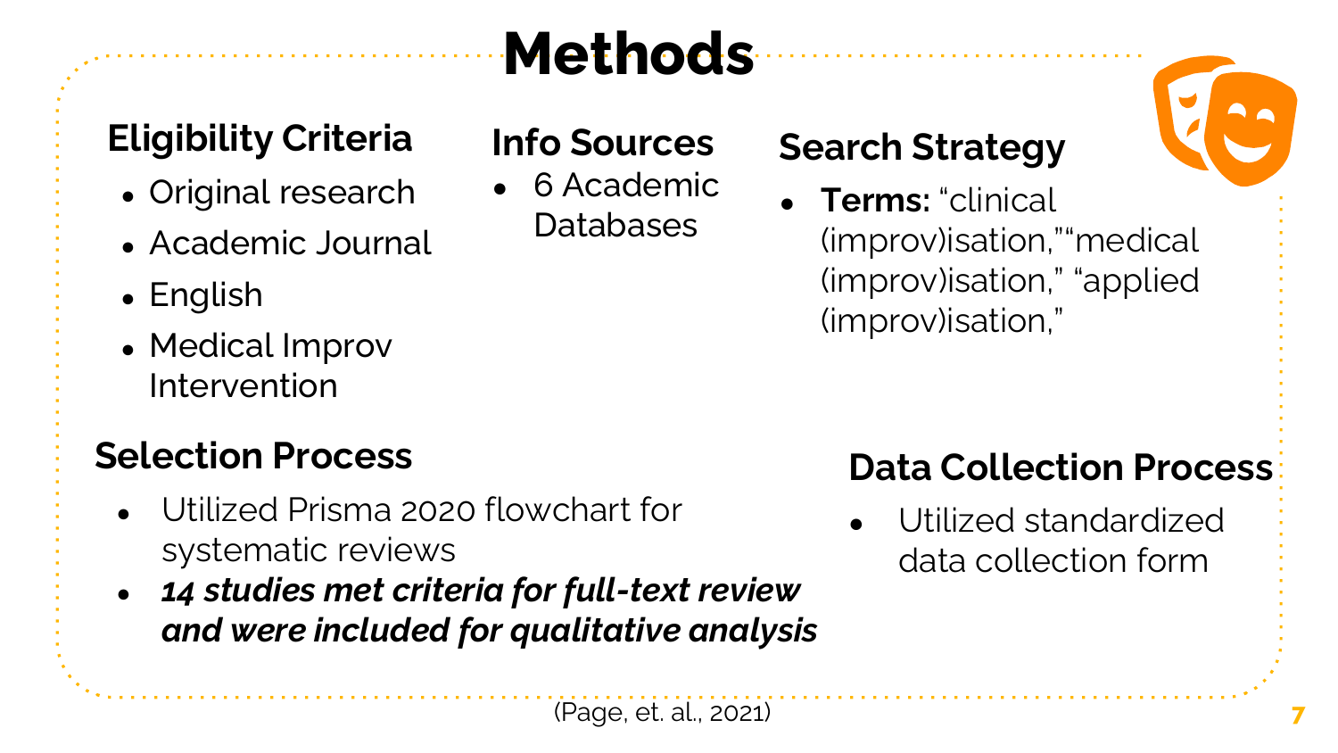# Methods

## Eligibility Criteria

- Original research
- Academic Journal
- English
- Medical Improv Intervention

## Info Sources

- 6 Academic Databases

## Search Strategy

- **Terms:** "clinical (improv)isation,""medical (improv)isation," "applied (improv)isation,"

## Selection Process

- Utilized Prisma 2020 flowchart for systematic reviews
- ***14 studies met criteria for full-text review and were included for qualitative analysis***

## Data Collection Process

- Utilized standardized data collection form

(Page, et. al., 2021)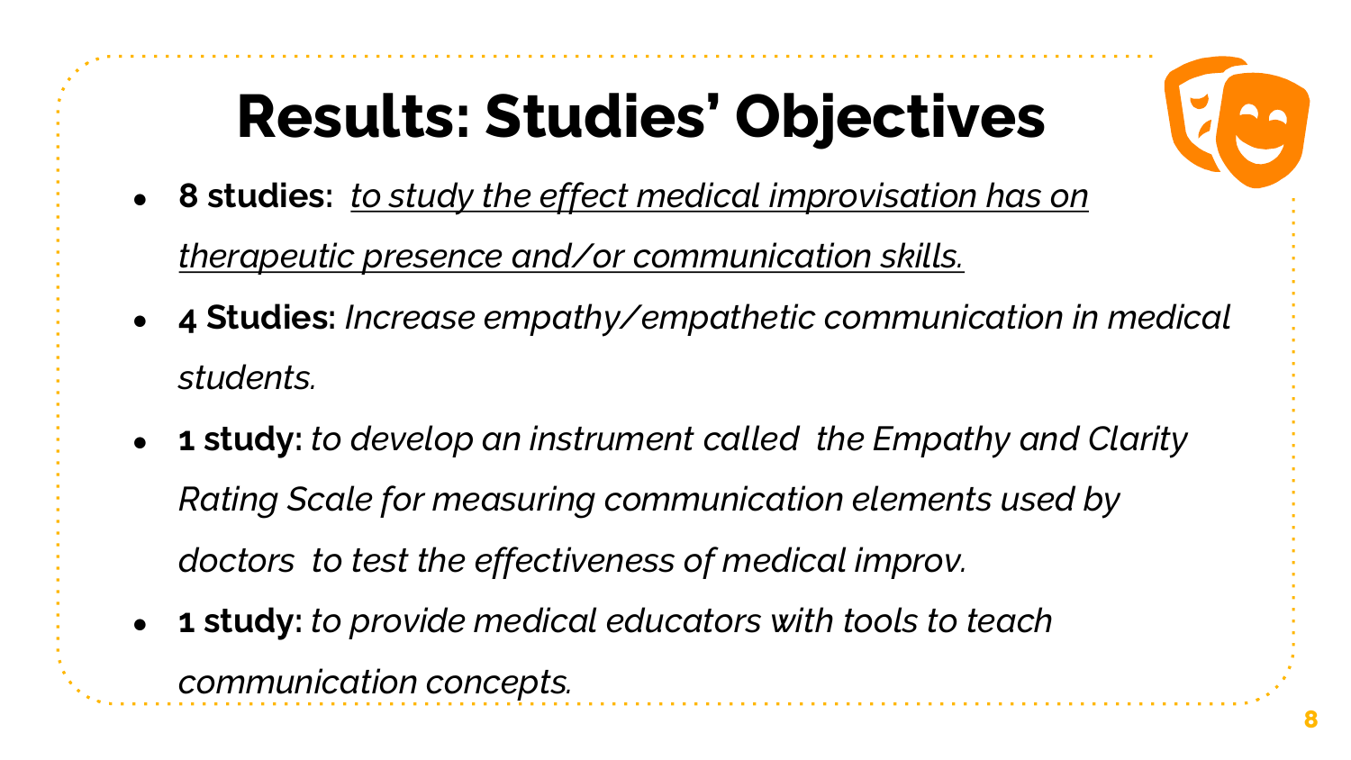# Results: Studies' Objectives

- **8 studies:** *to study the effect medical improvisation has on therapeutic presence and/or communication skills.*
- **4 Studies:** *Increase empathy/empathetic communication in medical students.*
- **1 study:** *to develop an instrument called the Empathy and Clarity Rating Scale for measuring communication elements used by doctors to test the effectiveness of medical improv.*
- **1 study:** *to provide medical educators with tools to teach communication concepts.*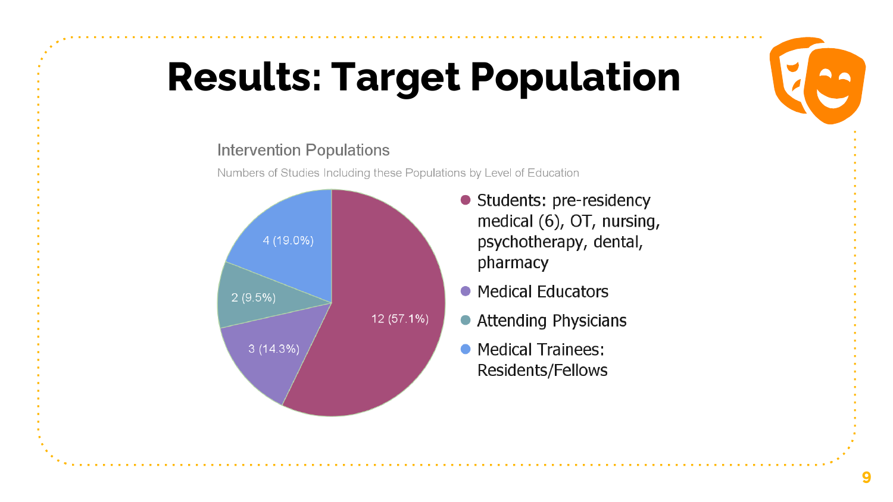# Results: Target Population

Intervention Populations

Numbers of Studies Including these Populations by Level of Education

4 (19.0%)

2 (9.5%)

3 (14.3%)

12 (57.1%)

- Students: pre-residency medical (6), OT, nursing, psychotherapy, dental, pharmacy
- Medical Educators
- Attending Physicians
- Medical Trainees: Residents/Fellows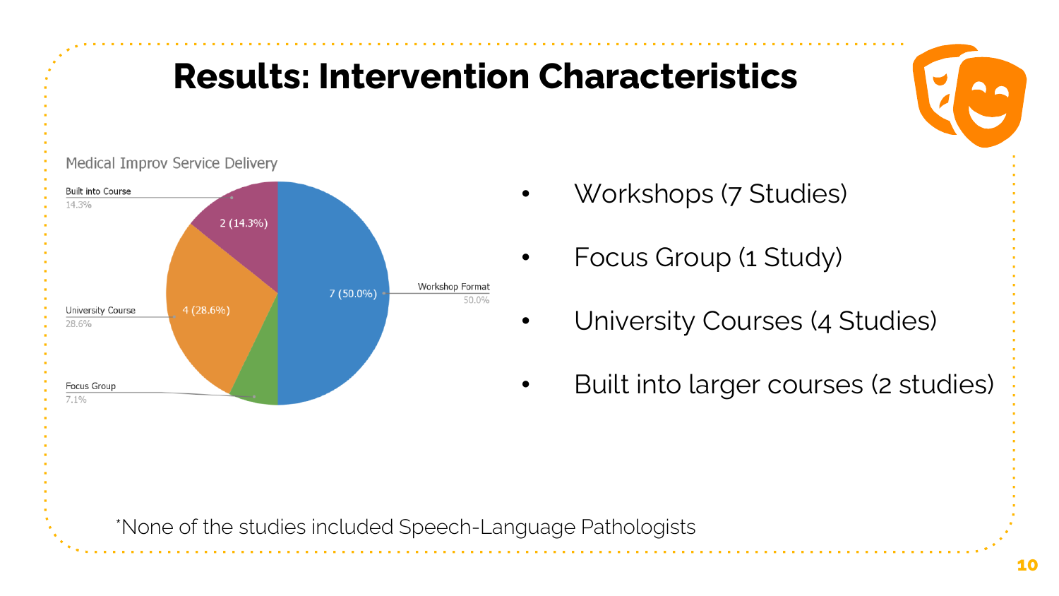# Results: Intervention Characteristics

Medical Improv Service Delivery

Built into Course
14.3%

2 (14.3%)

University Course
28.6%

4 (28.6%)

Focus Group
7.1%

7 (50.0%)

Workshop Format
50.0%

- Workshops (7 Studies)
- Focus Group (1 Study)
- University Courses (4 Studies)
- Built into larger courses (2 studies)

*None of the studies included Speech-Language Pathologists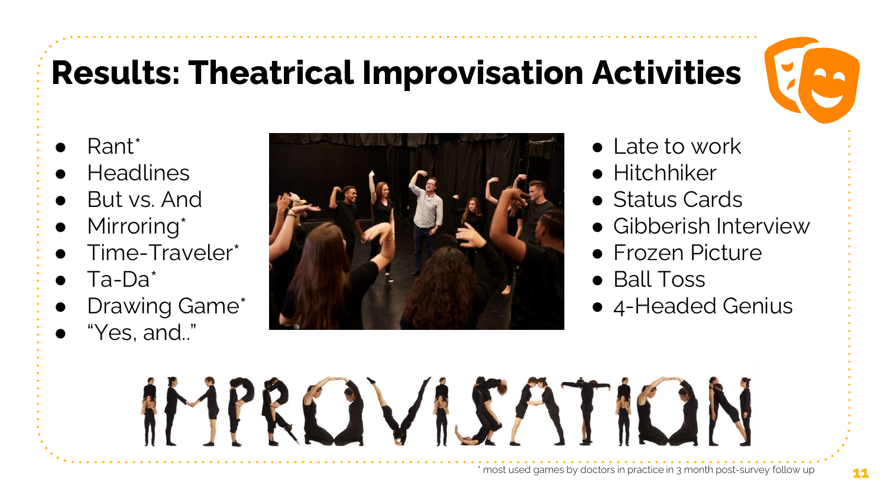# Results: Theatrical Improvisation Activities

- Rant*
- Headlines
- But vs. And
- Mirroring*
- Time-Traveler*
- Ta-Da*
- Drawing Game*
- "Yes, and.."

- Late to work
- Hitchhiker
- Status Cards
- Gibberish Interview
- Frozen Picture
- Ball Toss
- 4-Headed Genius

\* most used games by doctors in practice in 3 month post-survey follow up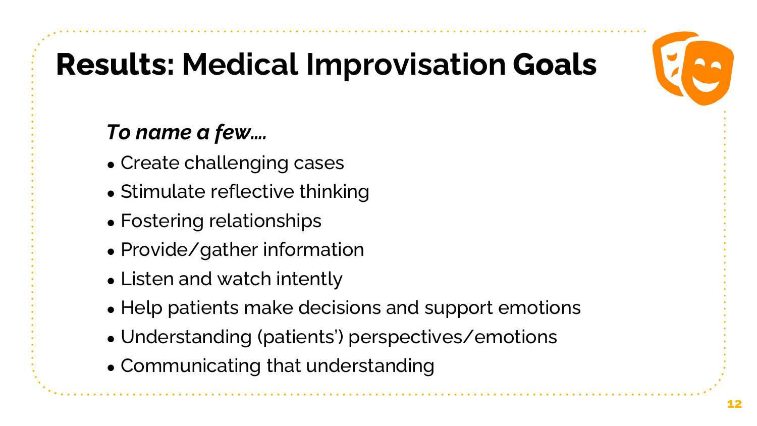# Results: Medical Improvisation Goals

***To name a few….***

- Create challenging cases
- Stimulate reflective thinking
- Fostering relationships
- Provide/gather information
- Listen and watch intently
- Help patients make decisions and support emotions
- Understanding (patients') perspectives/emotions
- Communicating that understanding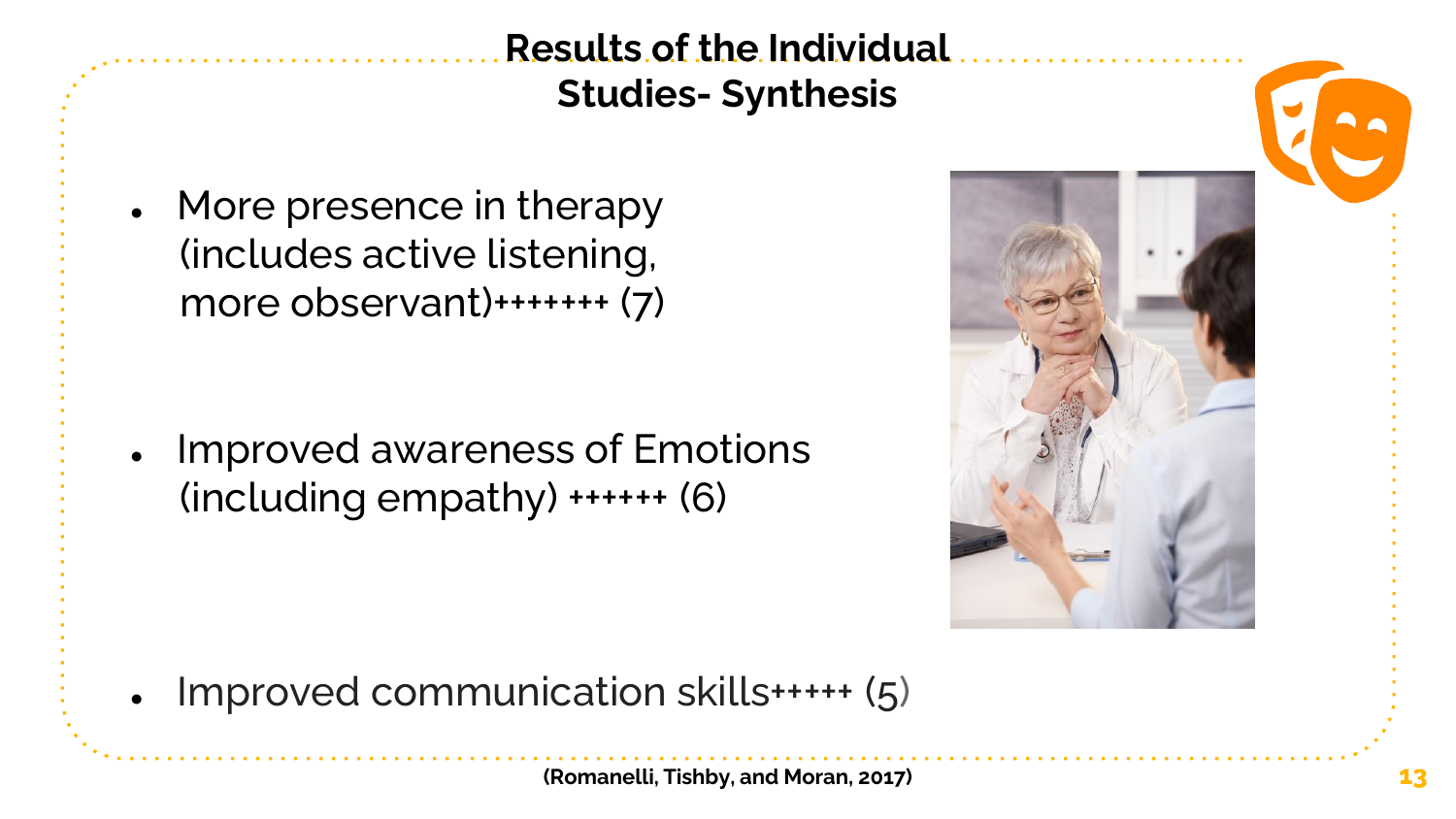# Results of the Individual Studies- Synthesis

- More presence in therapy (includes active listening, more observant)+++++++ (7)
- Improved awareness of Emotions (including empathy) ++++++ (6)
- Improved communication skills+++++ (5)

(Romanelli, Tishby, and Moran, 2017)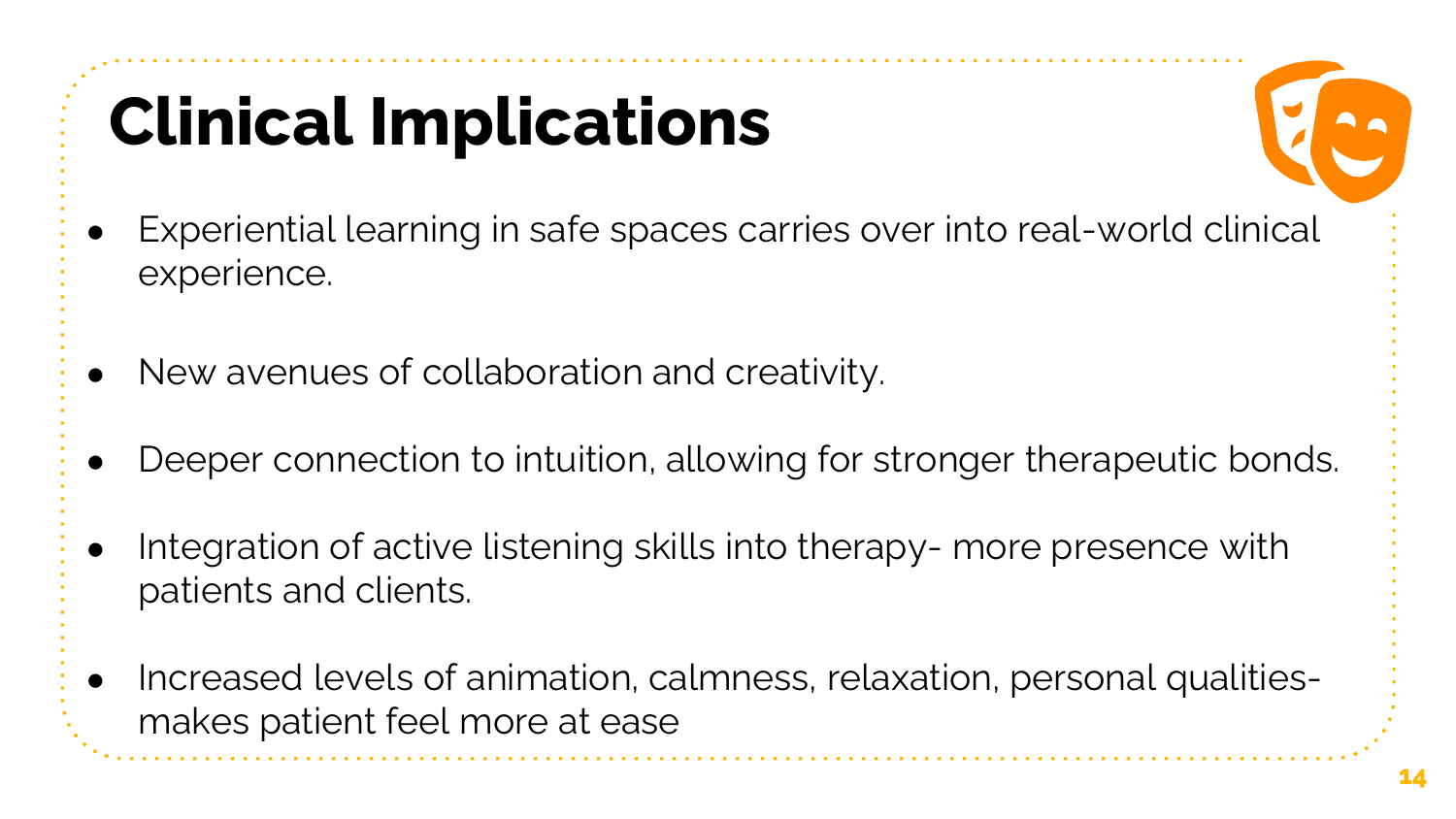# Clinical Implications

- Experiential learning in safe spaces carries over into real-world clinical experience.
- New avenues of collaboration and creativity.
- Deeper connection to intuition, allowing for stronger therapeutic bonds.
- Integration of active listening skills into therapy- more presence with patients and clients.
- Increased levels of animation, calmness, relaxation, personal qualities- makes patient feel more at ease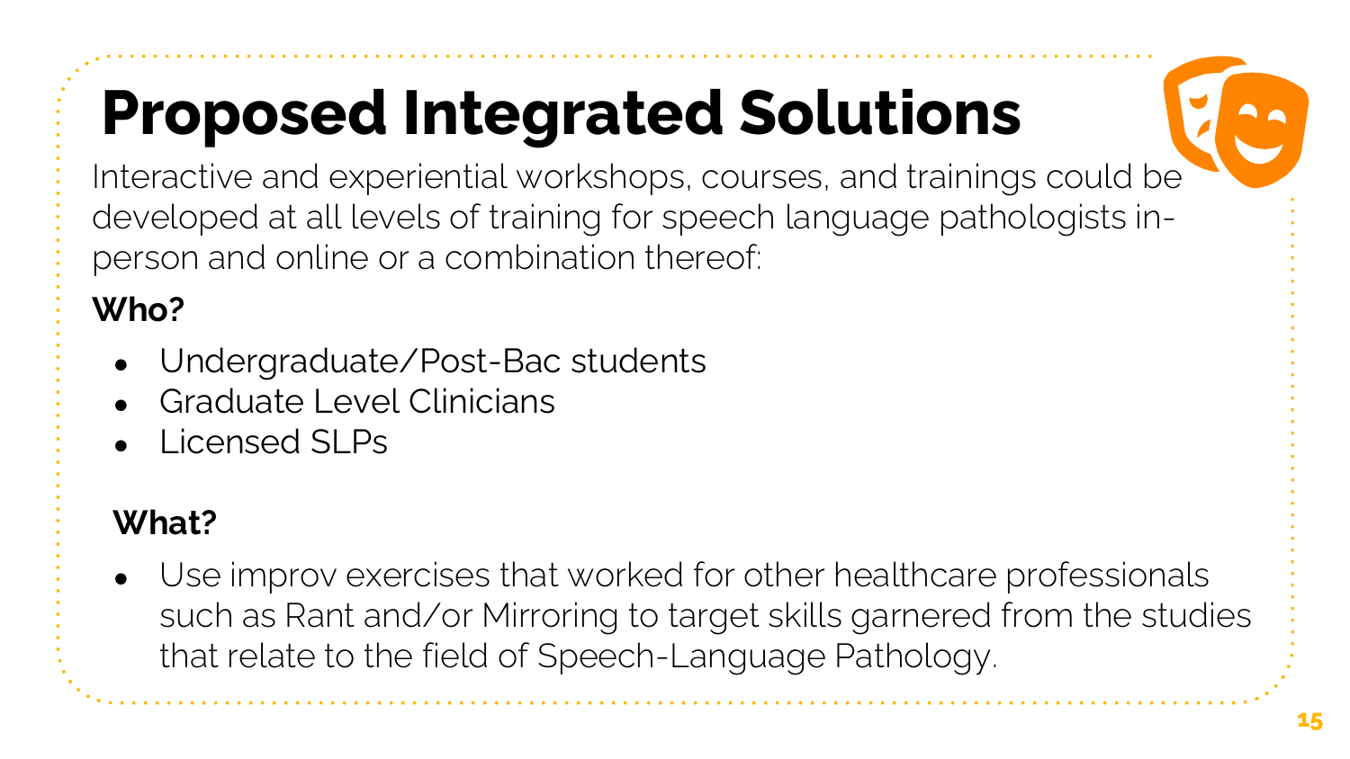# Proposed Integrated Solutions

Interactive and experiential workshops, courses, and trainings could be developed at all levels of training for speech language pathologists in-person and online or a combination thereof:

**Who?**

- Undergraduate/Post-Bac students
- Graduate Level Clinicians
- Licensed SLPs

**What?**

- Use improv exercises that worked for other healthcare professionals such as Rant and/or Mirroring to target skills garnered from the studies that relate to the field of Speech-Language Pathology.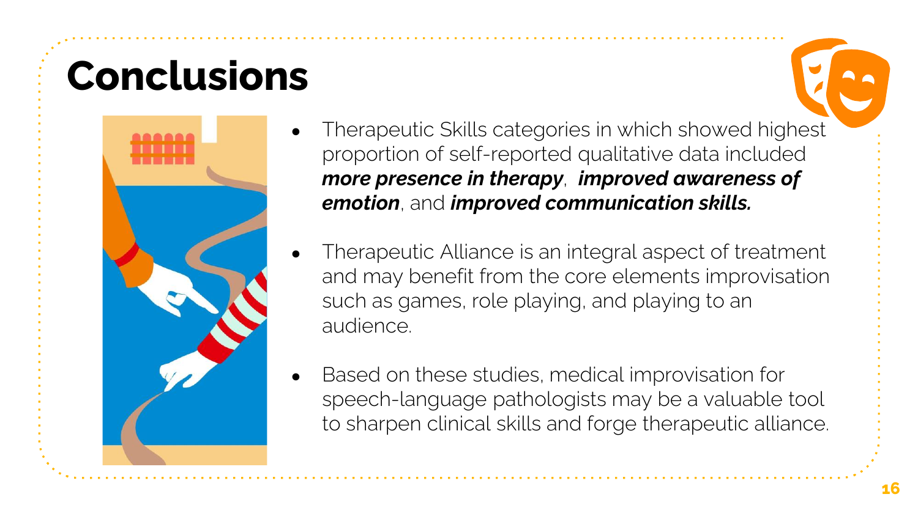# Conclusions

- Therapeutic Skills categories in which showed highest proportion of self-reported qualitative data included ***more presence in therapy***, ***improved awareness of emotion***, and ***improved communication skills.***
- Therapeutic Alliance is an integral aspect of treatment and may benefit from the core elements improvisation such as games, role playing, and playing to an audience.
- Based on these studies, medical improvisation for speech-language pathologists may be a valuable tool to sharpen clinical skills and forge therapeutic alliance.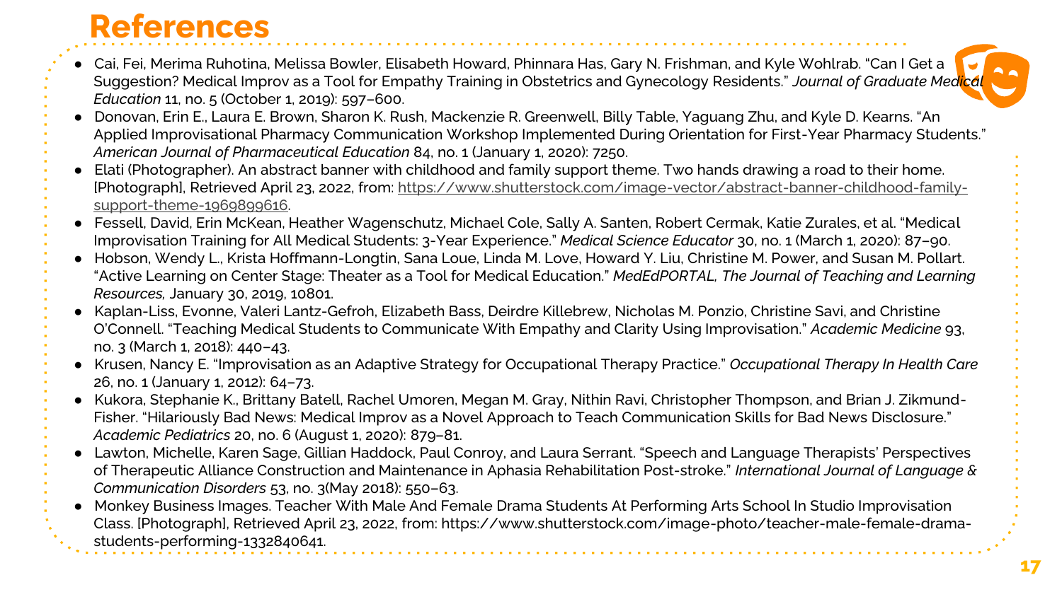# References

- Cai, Fei, Merima Ruhotina, Melissa Bowler, Elisabeth Howard, Phinnara Has, Gary N. Frishman, and Kyle Wohlrab. "Can I Get a Suggestion? Medical Improv as a Tool for Empathy Training in Obstetrics and Gynecology Residents." *Journal of Graduate Medical Education* 11, no. 5 (October 1, 2019): 597–600.
- Donovan, Erin E., Laura E. Brown, Sharon K. Rush, Mackenzie R. Greenwell, Billy Table, Yaguang Zhu, and Kyle D. Kearns. "An Applied Improvisational Pharmacy Communication Workshop Implemented During Orientation for First-Year Pharmacy Students." *American Journal of Pharmaceutical Education* 84, no. 1 (January 1, 2020): 7250.
- Elati (Photographer). An abstract banner with childhood and family support theme. Two hands drawing a road to their home. [Photograph], Retrieved April 23, 2022, from: https://www.shutterstock.com/image-vector/abstract-banner-childhood-family-support-theme-1969899616.
- Fessell, David, Erin McKean, Heather Wagenschutz, Michael Cole, Sally A. Santen, Robert Cermak, Katie Zurales, et al. "Medical Improvisation Training for All Medical Students: 3-Year Experience." *Medical Science Educator* 30, no. 1 (March 1, 2020): 87–90.
- Hobson, Wendy L., Krista Hoffmann-Longtin, Sana Loue, Linda M. Love, Howard Y. Liu, Christine M. Power, and Susan M. Pollart. "Active Learning on Center Stage: Theater as a Tool for Medical Education." *MedEdPORTAL, The Journal of Teaching and Learning Resources,* January 30, 2019, 10801.
- Kaplan-Liss, Evonne, Valeri Lantz-Gefroh, Elizabeth Bass, Deirdre Killebrew, Nicholas M. Ponzio, Christine Savi, and Christine O'Connell. "Teaching Medical Students to Communicate With Empathy and Clarity Using Improvisation." *Academic Medicine* 93, no. 3 (March 1, 2018): 440–43.
- Krusen, Nancy E. "Improvisation as an Adaptive Strategy for Occupational Therapy Practice." *Occupational Therapy In Health Care* 26, no. 1 (January 1, 2012): 64–73.
- Kukora, Stephanie K., Brittany Batell, Rachel Umoren, Megan M. Gray, Nithin Ravi, Christopher Thompson, and Brian J. Zikmund-Fisher. "Hilariously Bad News: Medical Improv as a Novel Approach to Teach Communication Skills for Bad News Disclosure." *Academic Pediatrics* 20, no. 6 (August 1, 2020): 879–81.
- Lawton, Michelle, Karen Sage, Gillian Haddock, Paul Conroy, and Laura Serrant. "Speech and Language Therapists' Perspectives of Therapeutic Alliance Construction and Maintenance in Aphasia Rehabilitation Post-stroke." *International Journal of Language & Communication Disorders* 53, no. 3(May 2018): 550–63.
- Monkey Business Images. Teacher With Male And Female Drama Students At Performing Arts School In Studio Improvisation Class. [Photograph], Retrieved April 23, 2022, from: https://www.shutterstock.com/image-photo/teacher-male-female-drama-students-performing-1332840641.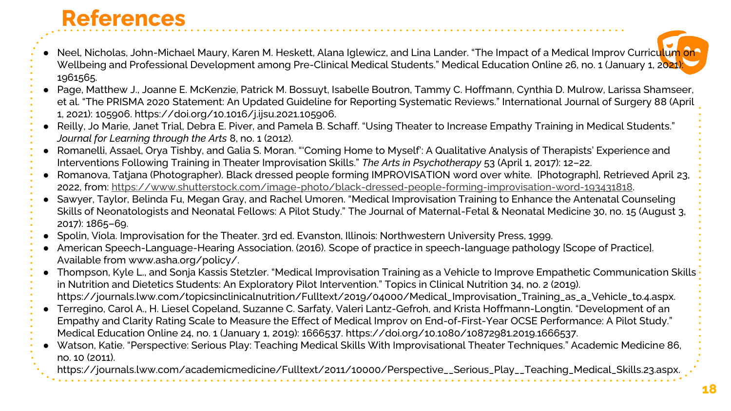# References

- Neel, Nicholas, John-Michael Maury, Karen M. Heskett, Alana Iglewicz, and Lina Lander. "The Impact of a Medical Improv Curriculum on Wellbeing and Professional Development among Pre-Clinical Medical Students." Medical Education Online 26, no. 1 (January 1, 2021): 1961565.
- Page, Matthew J., Joanne E. McKenzie, Patrick M. Bossuyt, Isabelle Boutron, Tammy C. Hoffmann, Cynthia D. Mulrow, Larissa Shamseer, et al. "The PRISMA 2020 Statement: An Updated Guideline for Reporting Systematic Reviews." International Journal of Surgery 88 (April 1, 2021): 105906. https://doi.org/10.1016/j.ijsu.2021.105906.
- Reilly, Jo Marie, Janet Trial, Debra E. Piver, and Pamela B. Schaff. "Using Theater to Increase Empathy Training in Medical Students." *Journal for Learning through the Arts* 8, no. 1 (2012).
- Romanelli, Assael, Orya Tishby, and Galia S. Moran. "'Coming Home to Myself': A Qualitative Analysis of Therapists' Experience and Interventions Following Training in Theater Improvisation Skills." *The Arts in Psychotherapy* 53 (April 1, 2017): 12–22.
- Romanova, Tatjana (Photographer). Black dressed people forming IMPROVISATION word over white. [Photograph], Retrieved April 23, 2022, from: https://www.shutterstock.com/image-photo/black-dressed-people-forming-improvisation-word-193431818.
- Sawyer, Taylor, Belinda Fu, Megan Gray, and Rachel Umoren. "Medical Improvisation Training to Enhance the Antenatal Counseling Skills of Neonatologists and Neonatal Fellows: A Pilot Study." The Journal of Maternal-Fetal & Neonatal Medicine 30, no. 15 (August 3, 2017): 1865–69.
- Spolin, Viola. Improvisation for the Theater. 3rd ed. Evanston, Illinois: Northwestern University Press, 1999.
- American Speech-Language-Hearing Association. (2016). Scope of practice in speech-language pathology [Scope of Practice]. Available from www.asha.org/policy/.
- Thompson, Kyle L., and Sonja Kassis Stetzler. "Medical Improvisation Training as a Vehicle to Improve Empathetic Communication Skills in Nutrition and Dietetics Students: An Exploratory Pilot Intervention." Topics in Clinical Nutrition 34, no. 2 (2019). https://journals.lww.com/topicsinclinicalnutrition/Fulltext/2019/04000/Medical_Improvisation_Training_as_a_Vehicle_to.4.aspx.
- Terregino, Carol A., H. Liesel Copeland, Suzanne C. Sarfaty, Valeri Lantz-Gefroh, and Krista Hoffmann-Longtin. "Development of an Empathy and Clarity Rating Scale to Measure the Effect of Medical Improv on End-of-First-Year OCSE Performance: A Pilot Study." Medical Education Online 24, no. 1 (January 1, 2019): 1666537. https://doi.org/10.1080/10872981.2019.1666537.
- Watson, Katie. "Perspective: Serious Play: Teaching Medical Skills With Improvisational Theater Techniques." Academic Medicine 86, no. 10 (2011). https://journals.lww.com/academicmedicine/Fulltext/2011/10000/Perspective__Serious_Play__Teaching_Medical_Skills.23.aspx.